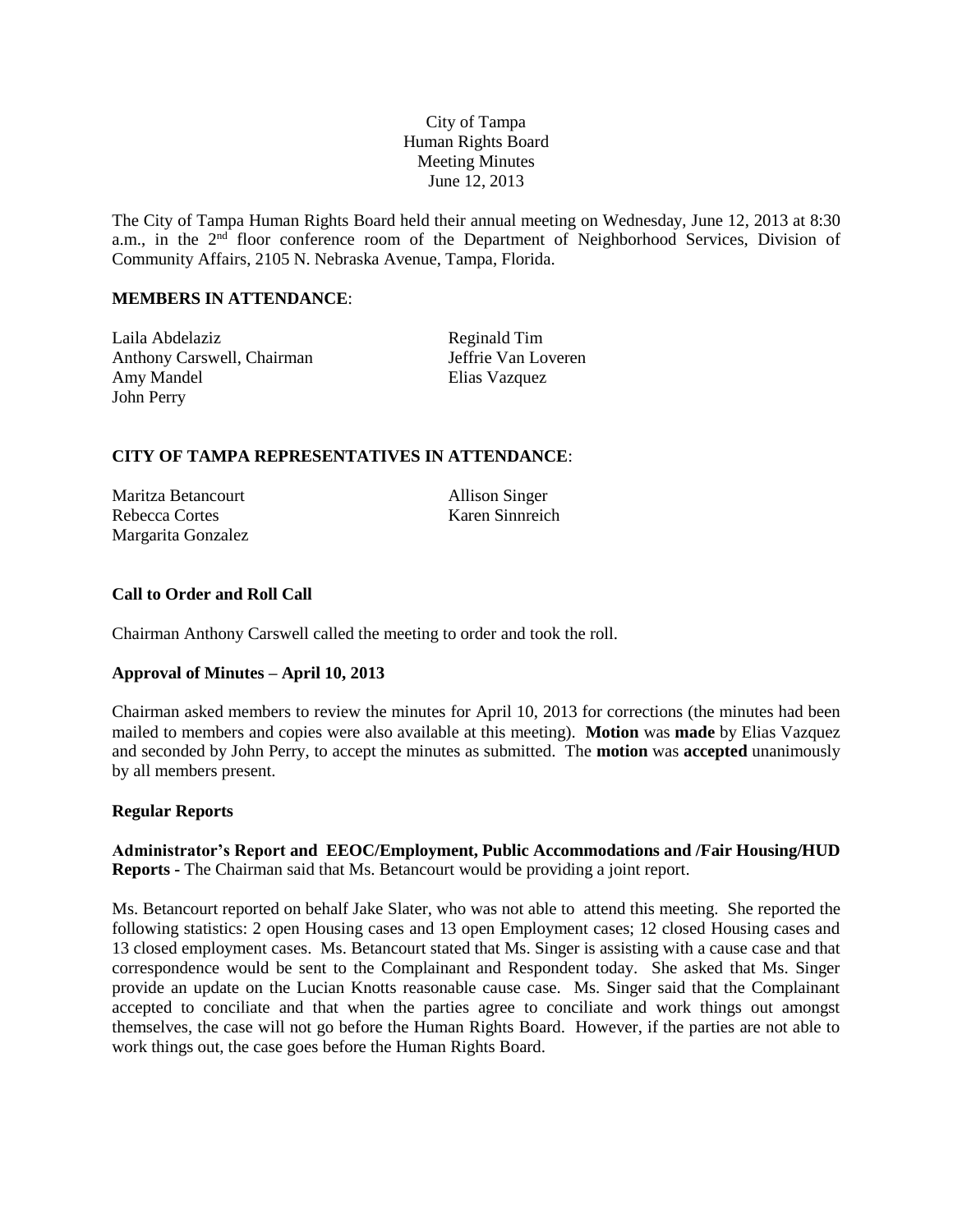City of Tampa
Human Rights Board
Meeting Minutes
June 12, 2013

The City of Tampa Human Rights Board held their annual meeting on Wednesday, June 12, 2013 at 8:30 a.m., in the 2nd floor conference room of the Department of Neighborhood Services, Division of Community Affairs, 2105 N. Nebraska Avenue, Tampa, Florida.

**MEMBERS IN ATTENDANCE**:

Laila Abdelaziz
Anthony Carswell, Chairman
Amy Mandel
John Perry
Reginald Tim
Jeffrie Van Loveren
Elias Vazquez

**CITY OF TAMPA REPRESENTATIVES IN ATTENDANCE**:

Maritza Betancourt
Rebecca Cortes
Margarita Gonzalez
Allison Singer
Karen Sinnreich

**Call to Order and Roll Call**

Chairman Anthony Carswell called the meeting to order and took the roll.

**Approval of Minutes – April 10, 2013**

Chairman asked members to review the minutes for April 10, 2013 for corrections (the minutes had been mailed to members and copies were also available at this meeting). **Motion** was **made** by Elias Vazquez and seconded by John Perry, to accept the minutes as submitted. The **motion** was **accepted** unanimously by all members present.

**Regular Reports**

**Administrator's Report and EEOC/Employment, Public Accommodations and /Fair Housing/HUD Reports -** The Chairman said that Ms. Betancourt would be providing a joint report.

Ms. Betancourt reported on behalf Jake Slater, who was not able to attend this meeting. She reported the following statistics: 2 open Housing cases and 13 open Employment cases; 12 closed Housing cases and 13 closed employment cases. Ms. Betancourt stated that Ms. Singer is assisting with a cause case and that correspondence would be sent to the Complainant and Respondent today. She asked that Ms. Singer provide an update on the Lucian Knotts reasonable cause case. Ms. Singer said that the Complainant accepted to conciliate and that when the parties agree to conciliate and work things out amongst themselves, the case will not go before the Human Rights Board. However, if the parties are not able to work things out, the case goes before the Human Rights Board.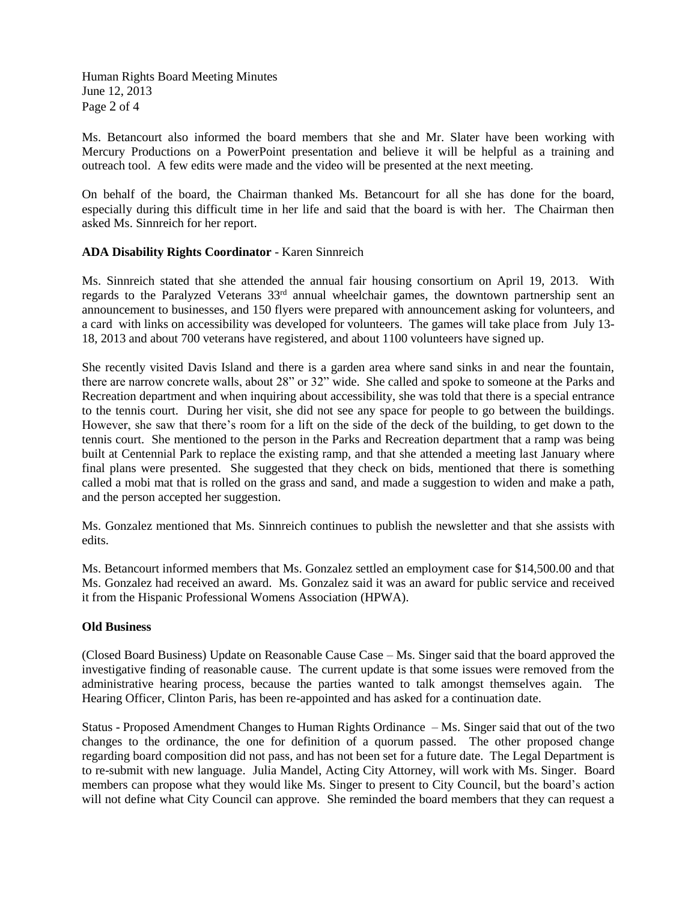Ms. Betancourt also informed the board members that she and Mr. Slater have been working with Mercury Productions on a PowerPoint presentation and believe it will be helpful as a training and outreach tool. A few edits were made and the video will be presented at the next meeting.

On behalf of the board, the Chairman thanked Ms. Betancourt for all she has done for the board, especially during this difficult time in her life and said that the board is with her. The Chairman then asked Ms. Sinnreich for her report.

**ADA Disability Rights Coordinator** - Karen Sinnreich

Ms. Sinnreich stated that she attended the annual fair housing consortium on April 19, 2013. With regards to the Paralyzed Veterans 33rd annual wheelchair games, the downtown partnership sent an announcement to businesses, and 150 flyers were prepared with announcement asking for volunteers, and a card with links on accessibility was developed for volunteers. The games will take place from July 13-18, 2013 and about 700 veterans have registered, and about 1100 volunteers have signed up.

She recently visited Davis Island and there is a garden area where sand sinks in and near the fountain, there are narrow concrete walls, about 28" or 32" wide. She called and spoke to someone at the Parks and Recreation department and when inquiring about accessibility, she was told that there is a special entrance to the tennis court. During her visit, she did not see any space for people to go between the buildings. However, she saw that there's room for a lift on the side of the deck of the building, to get down to the tennis court. She mentioned to the person in the Parks and Recreation department that a ramp was being built at Centennial Park to replace the existing ramp, and that she attended a meeting last January where final plans were presented. She suggested that they check on bids, mentioned that there is something called a mobi mat that is rolled on the grass and sand, and made a suggestion to widen and make a path, and the person accepted her suggestion.

Ms. Gonzalez mentioned that Ms. Sinnreich continues to publish the newsletter and that she assists with edits.

Ms. Betancourt informed members that Ms. Gonzalez settled an employment case for $14,500.00 and that Ms. Gonzalez had received an award. Ms. Gonzalez said it was an award for public service and received it from the Hispanic Professional Womens Association (HPWA).

**Old Business**

(Closed Board Business) Update on Reasonable Cause Case – Ms. Singer said that the board approved the investigative finding of reasonable cause. The current update is that some issues were removed from the administrative hearing process, because the parties wanted to talk amongst themselves again. The Hearing Officer, Clinton Paris, has been re-appointed and has asked for a continuation date.

Status - Proposed Amendment Changes to Human Rights Ordinance – Ms. Singer said that out of the two changes to the ordinance, the one for definition of a quorum passed. The other proposed change regarding board composition did not pass, and has not been set for a future date. The Legal Department is to re-submit with new language. Julia Mandel, Acting City Attorney, will work with Ms. Singer. Board members can propose what they would like Ms. Singer to present to City Council, but the board's action will not define what City Council can approve. She reminded the board members that they can request a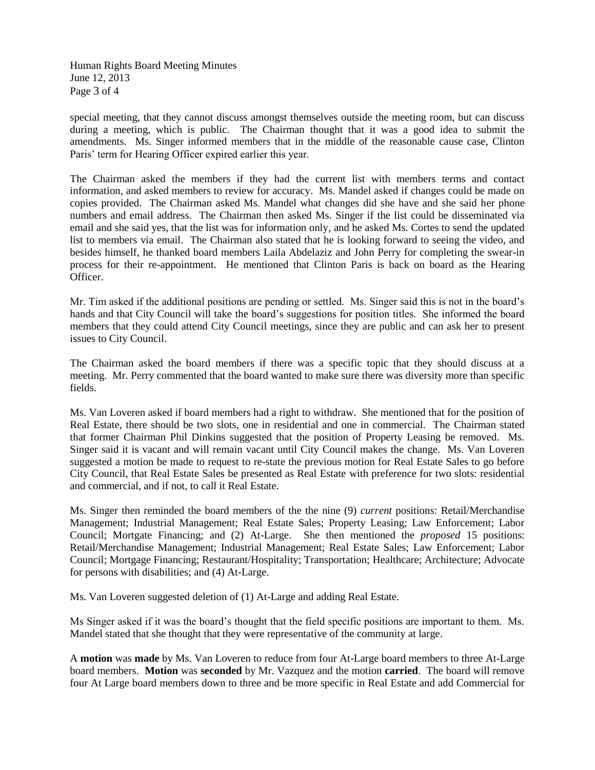special meeting, that they cannot discuss amongst themselves outside the meeting room, but can discuss during a meeting, which is public. The Chairman thought that it was a good idea to submit the amendments. Ms. Singer informed members that in the middle of the reasonable cause case, Clinton Paris' term for Hearing Officer expired earlier this year.

The Chairman asked the members if they had the current list with members terms and contact information, and asked members to review for accuracy. Ms. Mandel asked if changes could be made on copies provided. The Chairman asked Ms. Mandel what changes did she have and she said her phone numbers and email address. The Chairman then asked Ms. Singer if the list could be disseminated via email and she said yes, that the list was for information only, and he asked Ms. Cortes to send the updated list to members via email. The Chairman also stated that he is looking forward to seeing the video, and besides himself, he thanked board members Laila Abdelaziz and John Perry for completing the swear-in process for their re-appointment. He mentioned that Clinton Paris is back on board as the Hearing Officer.

Mr. Tim asked if the additional positions are pending or settled. Ms. Singer said this is not in the board's hands and that City Council will take the board's suggestions for position titles. She informed the board members that they could attend City Council meetings, since they are public and can ask her to present issues to City Council.

The Chairman asked the board members if there was a specific topic that they should discuss at a meeting. Mr. Perry commented that the board wanted to make sure there was diversity more than specific fields.

Ms. Van Loveren asked if board members had a right to withdraw. She mentioned that for the position of Real Estate, there should be two slots, one in residential and one in commercial. The Chairman stated that former Chairman Phil Dinkins suggested that the position of Property Leasing be removed. Ms. Singer said it is vacant and will remain vacant until City Council makes the change. Ms. Van Loveren suggested a motion be made to request to re-state the previous motion for Real Estate Sales to go before City Council, that Real Estate Sales be presented as Real Estate with preference for two slots: residential and commercial, and if not, to call it Real Estate.

Ms. Singer then reminded the board members of the the nine (9) *current* positions: Retail/Merchandise Management; Industrial Management; Real Estate Sales; Property Leasing; Law Enforcement; Labor Council; Mortgate Financing; and (2) At-Large. She then mentioned the *proposed* 15 positions: Retail/Merchandise Management; Industrial Management; Real Estate Sales; Law Enforcement; Labor Council; Mortgage Financing; Restaurant/Hospitality; Transportation; Healthcare; Architecture; Advocate for persons with disabilities; and (4) At-Large.

Ms. Van Loveren suggested deletion of (1) At-Large and adding Real Estate.

Ms Singer asked if it was the board's thought that the field specific positions are important to them. Ms. Mandel stated that she thought that they were representative of the community at large.

A **motion** was **made** by Ms. Van Loveren to reduce from four At-Large board members to three At-Large board members. **Motion** was **seconded** by Mr. Vazquez and the motion **carried**. The board will remove four At Large board members down to three and be more specific in Real Estate and add Commercial for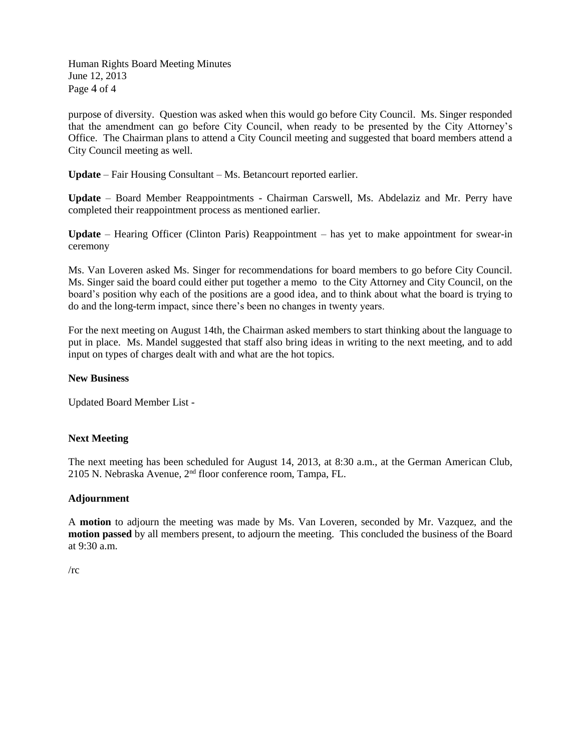purpose of diversity. Question was asked when this would go before City Council. Ms. Singer responded that the amendment can go before City Council, when ready to be presented by the City Attorney's Office. The Chairman plans to attend a City Council meeting and suggested that board members attend a City Council meeting as well.

**Update** – Fair Housing Consultant – Ms. Betancourt reported earlier.

**Update** – Board Member Reappointments - Chairman Carswell, Ms. Abdelaziz and Mr. Perry have completed their reappointment process as mentioned earlier.

**Update** – Hearing Officer (Clinton Paris) Reappointment – has yet to make appointment for swear-in ceremony

Ms. Van Loveren asked Ms. Singer for recommendations for board members to go before City Council. Ms. Singer said the board could either put together a memo to the City Attorney and City Council, on the board's position why each of the positions are a good idea, and to think about what the board is trying to do and the long-term impact, since there's been no changes in twenty years.

For the next meeting on August 14th, the Chairman asked members to start thinking about the language to put in place. Ms. Mandel suggested that staff also bring ideas in writing to the next meeting, and to add input on types of charges dealt with and what are the hot topics.

**New Business**

Updated Board Member List -

**Next Meeting**

The next meeting has been scheduled for August 14, 2013, at 8:30 a.m., at the German American Club, 2105 N. Nebraska Avenue, 2nd floor conference room, Tampa, FL.

**Adjournment**

A **motion** to adjourn the meeting was made by Ms. Van Loveren, seconded by Mr. Vazquez, and the **motion passed** by all members present, to adjourn the meeting. This concluded the business of the Board at 9:30 a.m.

/rc